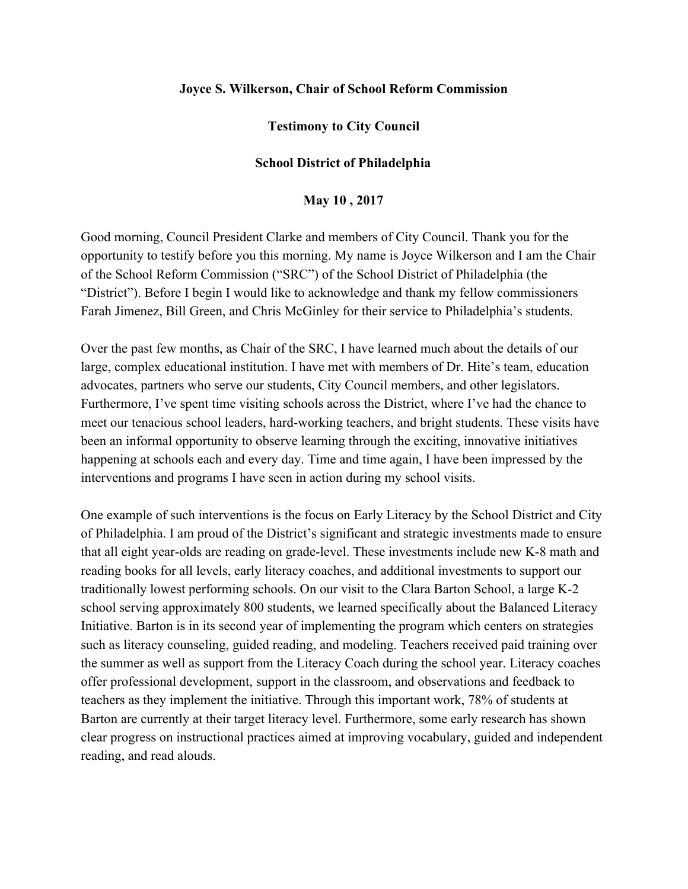**Joyce S. Wilkerson, Chair of School Reform Commission**

**Testimony to City Council**

**School District of Philadelphia**

**May 10 , 2017**

Good morning, Council President Clarke and members of City Council. Thank you for the opportunity to testify before you this morning. My name is Joyce Wilkerson and I am the Chair of the School Reform Commission ("SRC") of the School District of Philadelphia (the "District"). Before I begin I would like to acknowledge and thank my fellow commissioners Farah Jimenez, Bill Green, and Chris McGinley for their service to Philadelphia's students.

Over the past few months, as Chair of the SRC, I have learned much about the details of our large, complex educational institution. I have met with members of Dr. Hite's team, education advocates, partners who serve our students, City Council members, and other legislators. Furthermore, I've spent time visiting schools across the District, where I've had the chance to meet our tenacious school leaders, hard-working teachers, and bright students. These visits have been an informal opportunity to observe learning through the exciting, innovative initiatives happening at schools each and every day. Time and time again, I have been impressed by the interventions and programs I have seen in action during my school visits.

One example of such interventions is the focus on Early Literacy by the School District and City of Philadelphia. I am proud of the District's significant and strategic investments made to ensure that all eight year-olds are reading on grade-level. These investments include new K-8 math and reading books for all levels, early literacy coaches, and additional investments to support our traditionally lowest performing schools. On our visit to the Clara Barton School, a large K-2 school serving approximately 800 students, we learned specifically about the Balanced Literacy Initiative. Barton is in its second year of implementing the program which centers on strategies such as literacy counseling, guided reading, and modeling. Teachers received paid training over the summer as well as support from the Literacy Coach during the school year. Literacy coaches offer professional development, support in the classroom, and observations and feedback to teachers as they implement the initiative. Through this important work, 78% of students at Barton are currently at their target literacy level. Furthermore, some early research has shown clear progress on instructional practices aimed at improving vocabulary, guided and independent reading, and read alouds.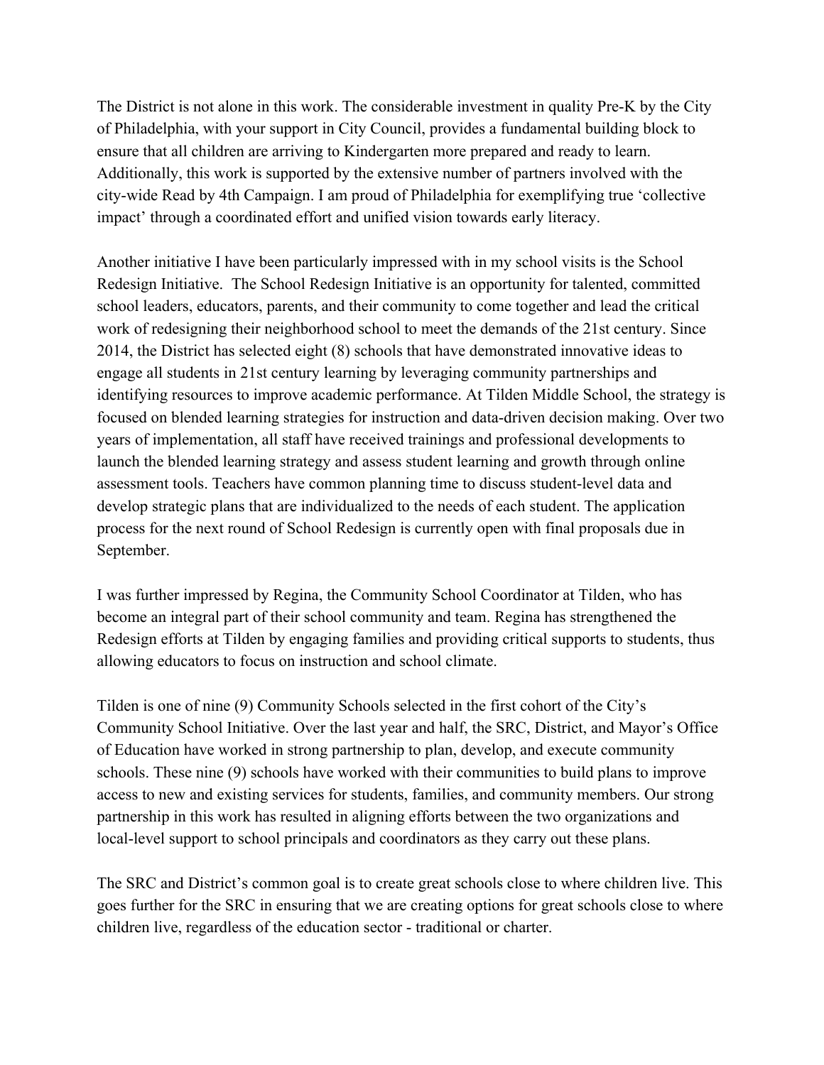The District is not alone in this work. The considerable investment in quality Pre-K by the City of Philadelphia, with your support in City Council, provides a fundamental building block to ensure that all children are arriving to Kindergarten more prepared and ready to learn. Additionally, this work is supported by the extensive number of partners involved with the city-wide Read by 4th Campaign. I am proud of Philadelphia for exemplifying true 'collective impact' through a coordinated effort and unified vision towards early literacy.

Another initiative I have been particularly impressed with in my school visits is the School Redesign Initiative. The School Redesign Initiative is an opportunity for talented, committed school leaders, educators, parents, and their community to come together and lead the critical work of redesigning their neighborhood school to meet the demands of the 21st century. Since 2014, the District has selected eight (8) schools that have demonstrated innovative ideas to engage all students in 21st century learning by leveraging community partnerships and identifying resources to improve academic performance. At Tilden Middle School, the strategy is focused on blended learning strategies for instruction and data-driven decision making. Over two years of implementation, all staff have received trainings and professional developments to launch the blended learning strategy and assess student learning and growth through online assessment tools. Teachers have common planning time to discuss student-level data and develop strategic plans that are individualized to the needs of each student. The application process for the next round of School Redesign is currently open with final proposals due in September.

I was further impressed by Regina, the Community School Coordinator at Tilden, who has become an integral part of their school community and team. Regina has strengthened the Redesign efforts at Tilden by engaging families and providing critical supports to students, thus allowing educators to focus on instruction and school climate.

Tilden is one of nine (9) Community Schools selected in the first cohort of the City's Community School Initiative. Over the last year and half, the SRC, District, and Mayor's Office of Education have worked in strong partnership to plan, develop, and execute community schools. These nine (9) schools have worked with their communities to build plans to improve access to new and existing services for students, families, and community members. Our strong partnership in this work has resulted in aligning efforts between the two organizations and local-level support to school principals and coordinators as they carry out these plans.

The SRC and District's common goal is to create great schools close to where children live. This goes further for the SRC in ensuring that we are creating options for great schools close to where children live, regardless of the education sector - traditional or charter.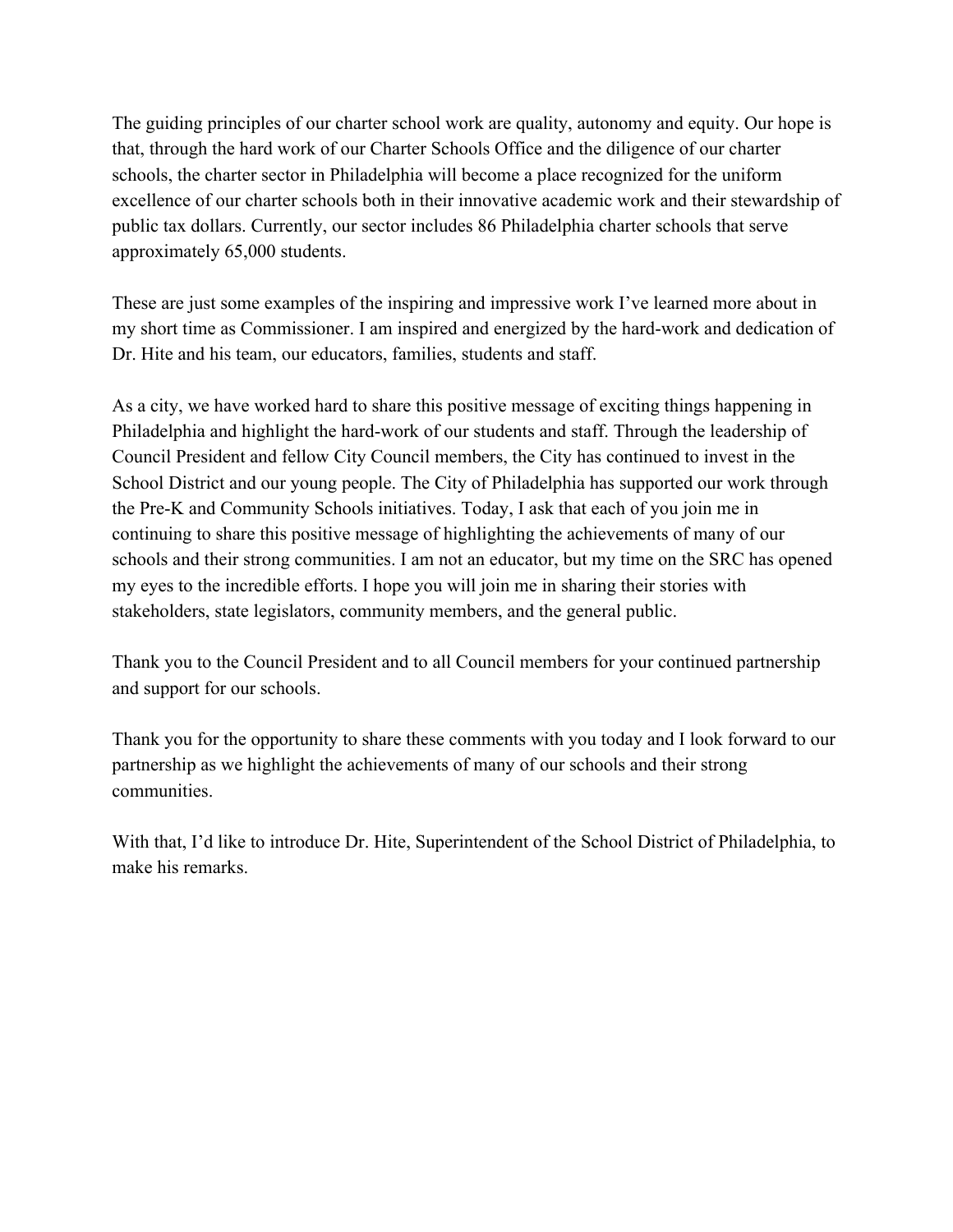The guiding principles of our charter school work are quality, autonomy and equity. Our hope is that, through the hard work of our Charter Schools Office and the diligence of our charter schools, the charter sector in Philadelphia will become a place recognized for the uniform excellence of our charter schools both in their innovative academic work and their stewardship of public tax dollars. Currently, our sector includes 86 Philadelphia charter schools that serve approximately 65,000 students.

These are just some examples of the inspiring and impressive work I've learned more about in my short time as Commissioner. I am inspired and energized by the hard-work and dedication of Dr. Hite and his team, our educators, families, students and staff.

As a city, we have worked hard to share this positive message of exciting things happening in Philadelphia and highlight the hard-work of our students and staff. Through the leadership of Council President and fellow City Council members, the City has continued to invest in the School District and our young people. The City of Philadelphia has supported our work through the Pre-K and Community Schools initiatives. Today, I ask that each of you join me in continuing to share this positive message of highlighting the achievements of many of our schools and their strong communities. I am not an educator, but my time on the SRC has opened my eyes to the incredible efforts. I hope you will join me in sharing their stories with stakeholders, state legislators, community members, and the general public.

Thank you to the Council President and to all Council members for your continued partnership and support for our schools.

Thank you for the opportunity to share these comments with you today and I look forward to our partnership as we highlight the achievements of many of our schools and their strong communities.

With that, I'd like to introduce Dr. Hite, Superintendent of the School District of Philadelphia, to make his remarks.